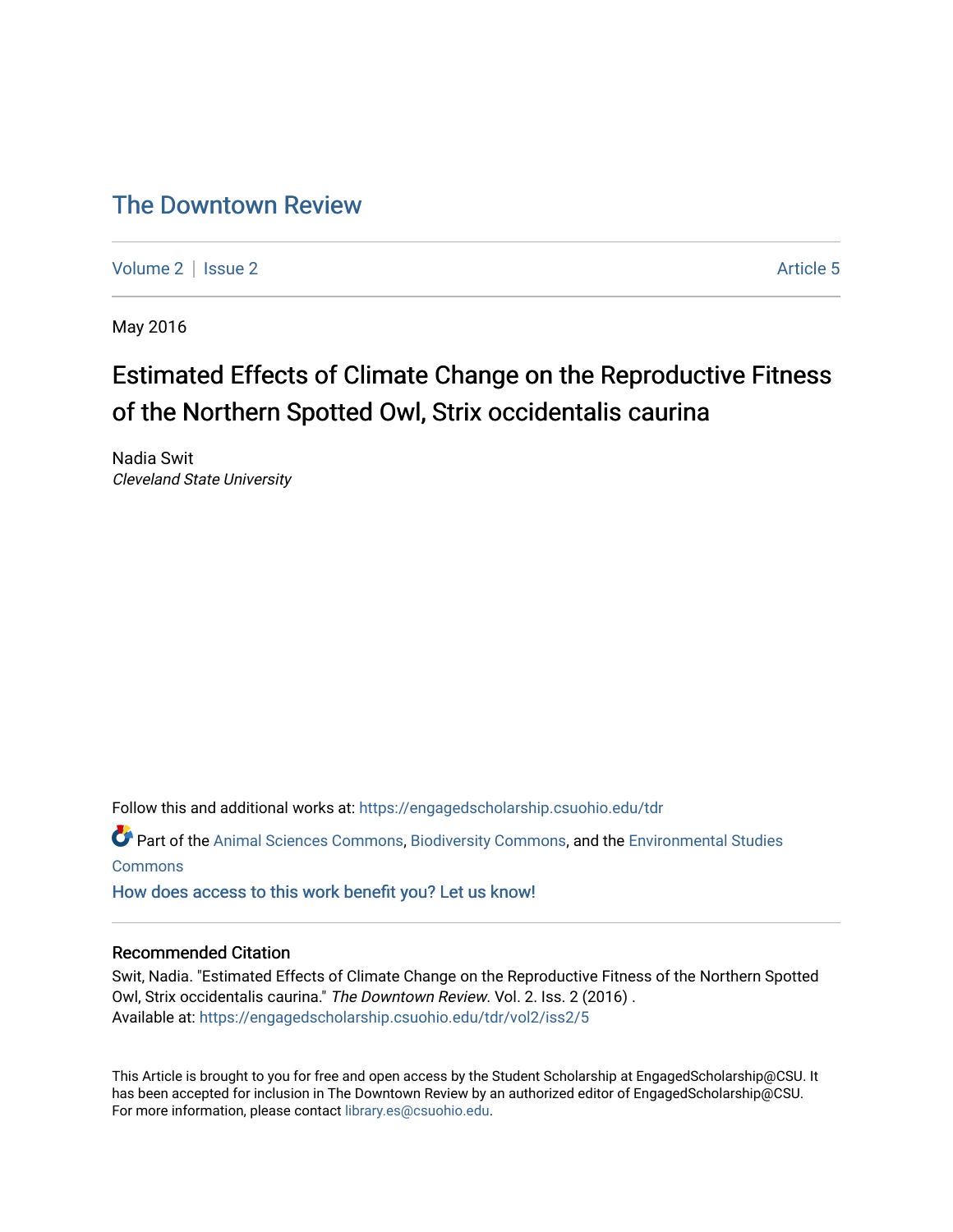# The Downtown Review

Volume 2 | Issue 2 Article 5

May 2016

## Estimated Effects of Climate Change on the Reproductive Fitness of the Northern Spotted Owl, Strix occidentalis caurina

Nadia Swit
*Cleveland State University*

Follow this and additional works at: https://engagedscholarship.csuohio.edu/tdr

Part of the Animal Sciences Commons, Biodiversity Commons, and the Environmental Studies Commons

How does access to this work benefit you? Let us know!

### Recommended Citation

Swit, Nadia. "Estimated Effects of Climate Change on the Reproductive Fitness of the Northern Spotted Owl, Strix occidentalis caurina." *The Downtown Review.* Vol. 2. Iss. 2 (2016) .
Available at: https://engagedscholarship.csuohio.edu/tdr/vol2/iss2/5

This Article is brought to you for free and open access by the Student Scholarship at EngagedScholarship@CSU. It has been accepted for inclusion in The Downtown Review by an authorized editor of EngagedScholarship@CSU. For more information, please contact library.es@csuohio.edu.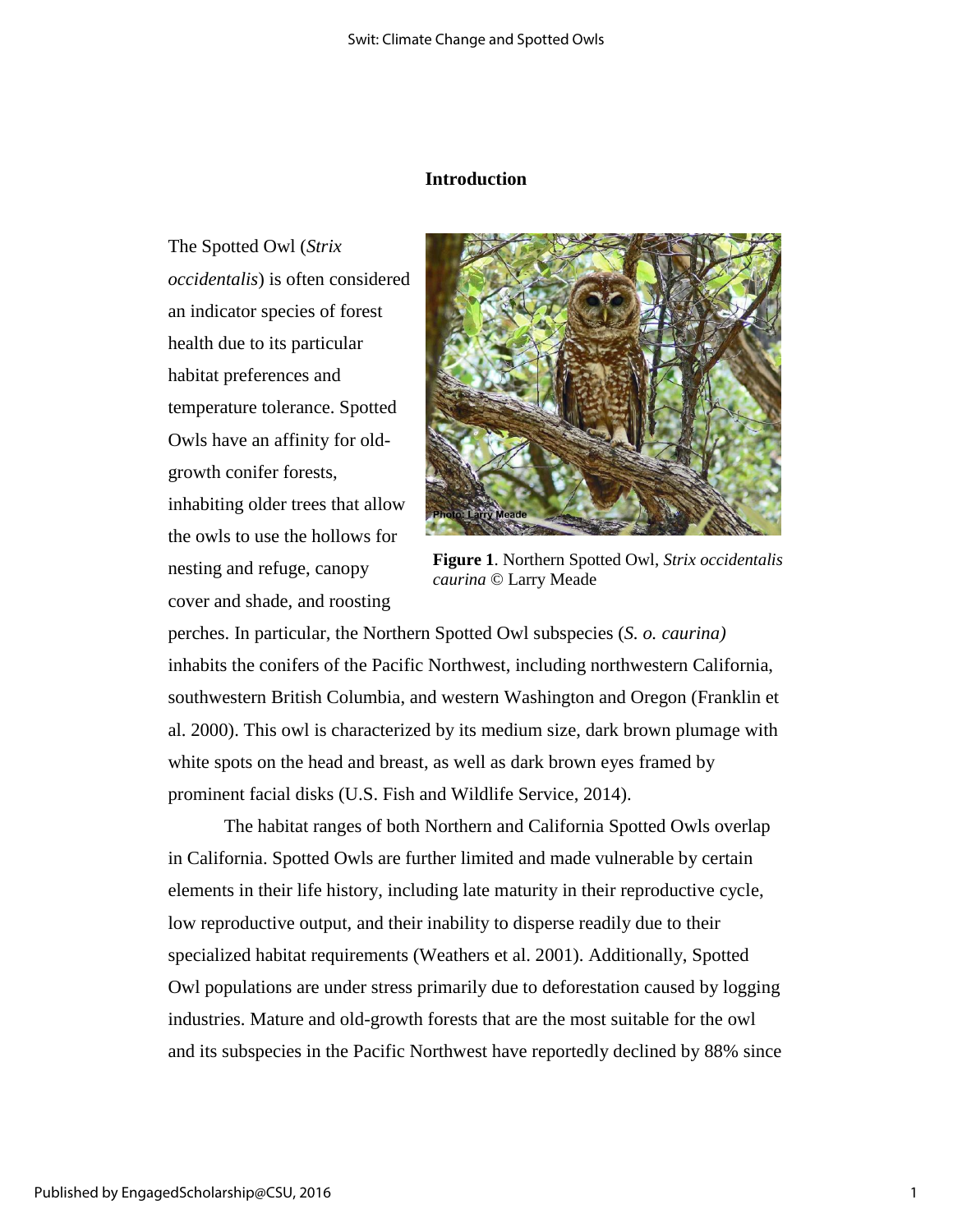## Introduction

The Spotted Owl (*Strix occidentalis*) is often considered an indicator species of forest health due to its particular habitat preferences and temperature tolerance. Spotted Owls have an affinity for old-growth conifer forests, inhabiting older trees that allow the owls to use the hollows for nesting and refuge, canopy cover and shade, and roosting perches. In particular, the Northern Spotted Owl subspecies (*S. o. caurina)* inhabits the conifers of the Pacific Northwest, including northwestern California, southwestern British Columbia, and western Washington and Oregon (Franklin et al. 2000). This owl is characterized by its medium size, dark brown plumage with white spots on the head and breast, as well as dark brown eyes framed by prominent facial disks (U.S. Fish and Wildlife Service, 2014).

**Figure 1**. Northern Spotted Owl, *Strix occidentalis caurina* © Larry Meade

The habitat ranges of both Northern and California Spotted Owls overlap in California. Spotted Owls are further limited and made vulnerable by certain elements in their life history, including late maturity in their reproductive cycle, low reproductive output, and their inability to disperse readily due to their specialized habitat requirements (Weathers et al. 2001). Additionally, Spotted Owl populations are under stress primarily due to deforestation caused by logging industries. Mature and old-growth forests that are the most suitable for the owl and its subspecies in the Pacific Northwest have reportedly declined by 88% since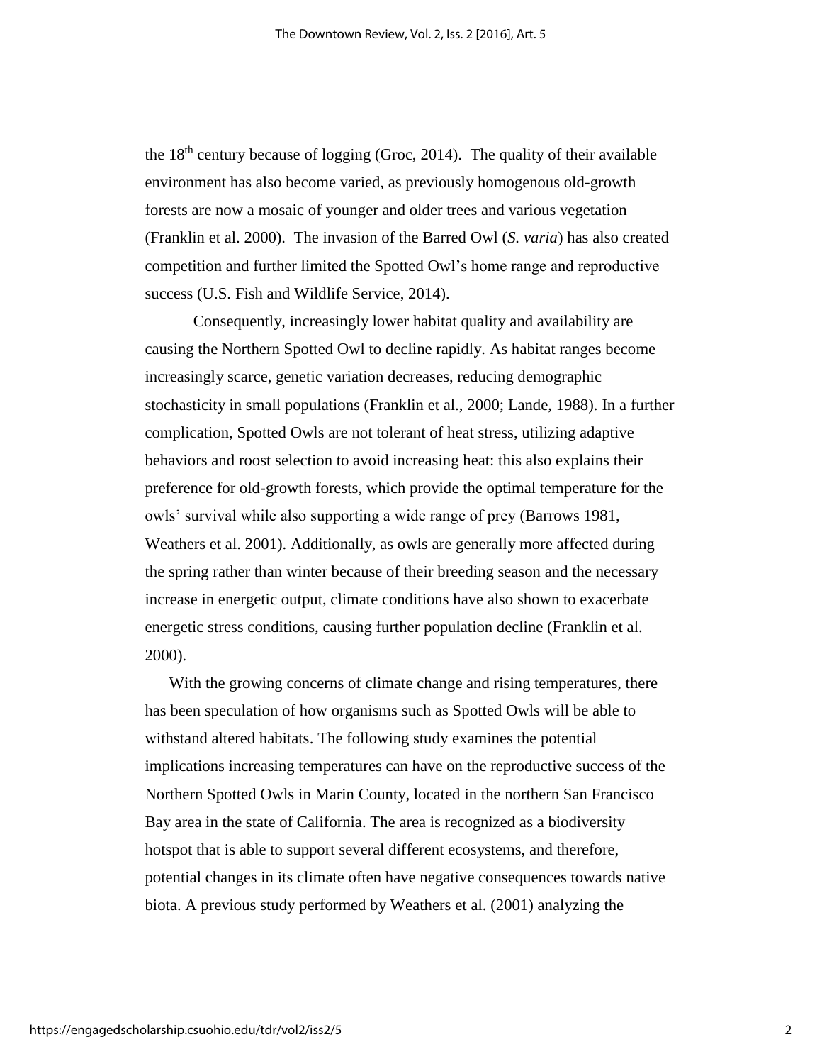the 18th century because of logging (Groc, 2014). The quality of their available environment has also become varied, as previously homogenous old-growth forests are now a mosaic of younger and older trees and various vegetation (Franklin et al. 2000). The invasion of the Barred Owl (*S. varia*) has also created competition and further limited the Spotted Owl's home range and reproductive success (U.S. Fish and Wildlife Service, 2014).

Consequently, increasingly lower habitat quality and availability are causing the Northern Spotted Owl to decline rapidly. As habitat ranges become increasingly scarce, genetic variation decreases, reducing demographic stochasticity in small populations (Franklin et al., 2000; Lande, 1988). In a further complication, Spotted Owls are not tolerant of heat stress, utilizing adaptive behaviors and roost selection to avoid increasing heat: this also explains their preference for old-growth forests, which provide the optimal temperature for the owls' survival while also supporting a wide range of prey (Barrows 1981, Weathers et al. 2001). Additionally, as owls are generally more affected during the spring rather than winter because of their breeding season and the necessary increase in energetic output, climate conditions have also shown to exacerbate energetic stress conditions, causing further population decline (Franklin et al. 2000).

With the growing concerns of climate change and rising temperatures, there has been speculation of how organisms such as Spotted Owls will be able to withstand altered habitats. The following study examines the potential implications increasing temperatures can have on the reproductive success of the Northern Spotted Owls in Marin County, located in the northern San Francisco Bay area in the state of California. The area is recognized as a biodiversity hotspot that is able to support several different ecosystems, and therefore, potential changes in its climate often have negative consequences towards native biota. A previous study performed by Weathers et al. (2001) analyzing the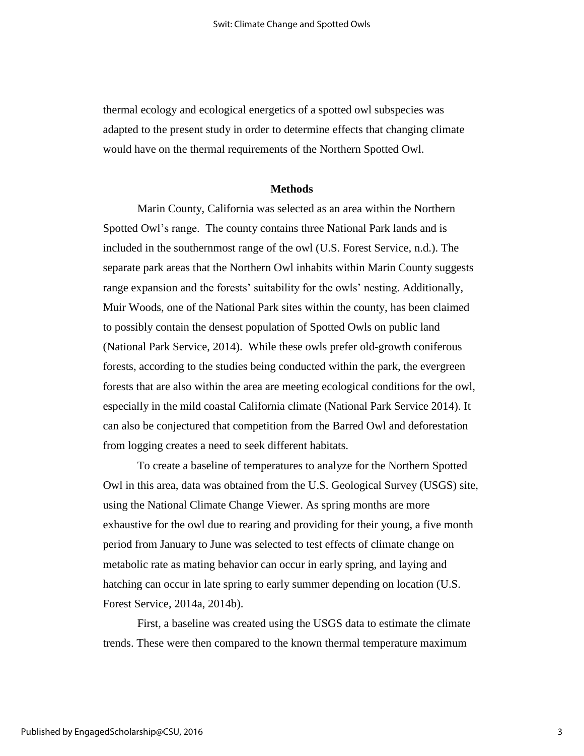thermal ecology and ecological energetics of a spotted owl subspecies was adapted to the present study in order to determine effects that changing climate would have on the thermal requirements of the Northern Spotted Owl.

## Methods

Marin County, California was selected as an area within the Northern Spotted Owl's range. The county contains three National Park lands and is included in the southernmost range of the owl (U.S. Forest Service, n.d.). The separate park areas that the Northern Owl inhabits within Marin County suggests range expansion and the forests' suitability for the owls' nesting. Additionally, Muir Woods, one of the National Park sites within the county, has been claimed to possibly contain the densest population of Spotted Owls on public land (National Park Service, 2014). While these owls prefer old-growth coniferous forests, according to the studies being conducted within the park, the evergreen forests that are also within the area are meeting ecological conditions for the owl, especially in the mild coastal California climate (National Park Service 2014). It can also be conjectured that competition from the Barred Owl and deforestation from logging creates a need to seek different habitats.

To create a baseline of temperatures to analyze for the Northern Spotted Owl in this area, data was obtained from the U.S. Geological Survey (USGS) site, using the National Climate Change Viewer. As spring months are more exhaustive for the owl due to rearing and providing for their young, a five month period from January to June was selected to test effects of climate change on metabolic rate as mating behavior can occur in early spring, and laying and hatching can occur in late spring to early summer depending on location (U.S. Forest Service, 2014a, 2014b).

First, a baseline was created using the USGS data to estimate the climate trends. These were then compared to the known thermal temperature maximum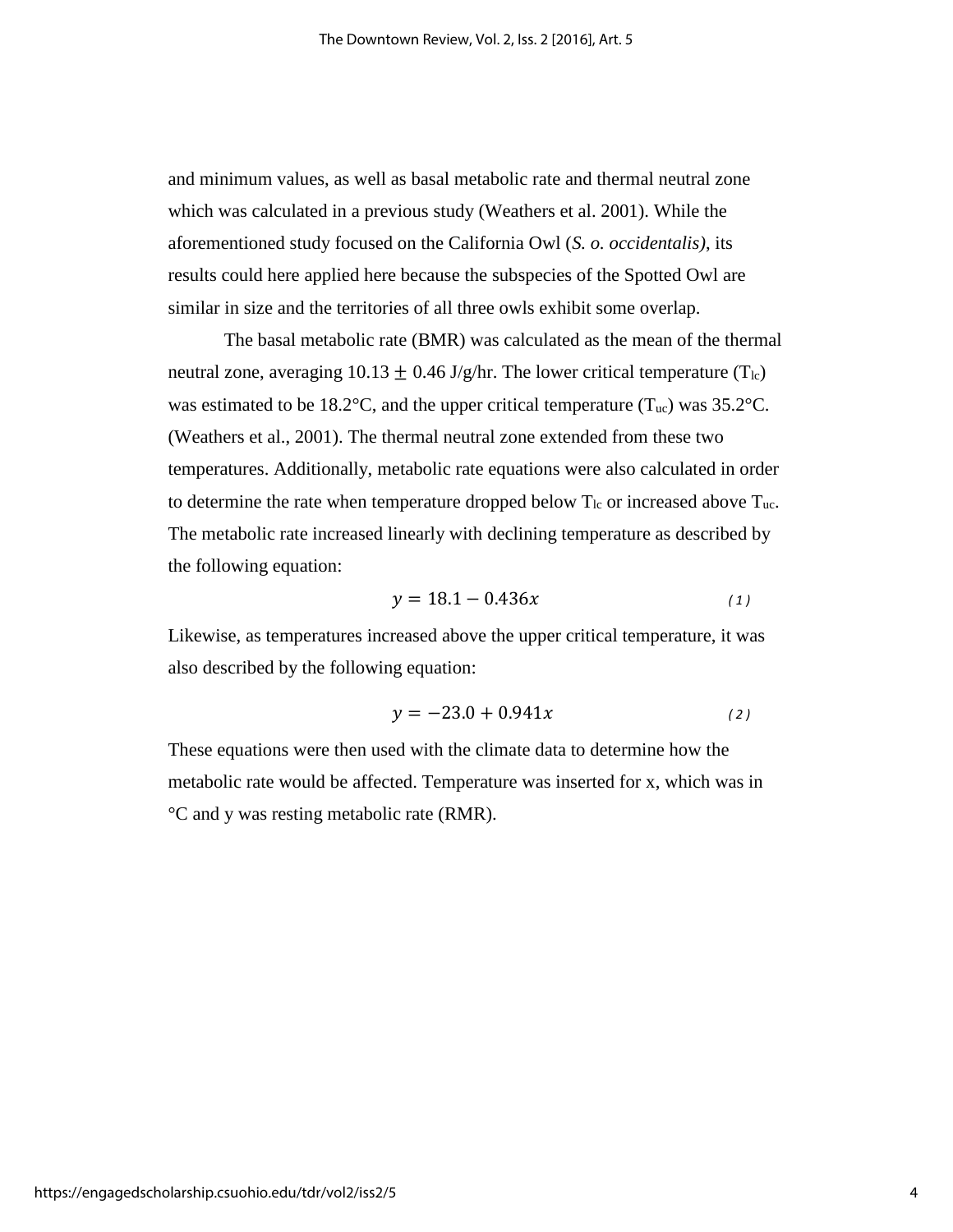and minimum values, as well as basal metabolic rate and thermal neutral zone which was calculated in a previous study (Weathers et al. 2001). While the aforementioned study focused on the California Owl (*S. o. occidentalis)*, its results could here applied here because the subspecies of the Spotted Owl are similar in size and the territories of all three owls exhibit some overlap.

The basal metabolic rate (BMR) was calculated as the mean of the thermal neutral zone, averaging 10.13 $\pm$ 0.46 J/g/hr. The lower critical temperature ($T_{lc}$) was estimated to be 18.2°C, and the upper critical temperature ($T_{uc}$) was 35.2°C. (Weathers et al., 2001). The thermal neutral zone extended from these two temperatures. Additionally, metabolic rate equations were also calculated in order to determine the rate when temperature dropped below $T_{lc}$ or increased above $T_{uc}$. The metabolic rate increased linearly with declining temperature as described by the following equation:

$$y = 18.1 - 0.436x \tag{1}$$

Likewise, as temperatures increased above the upper critical temperature, it was also described by the following equation:

$$y = -23.0 + 0.941x \tag{2}$$

These equations were then used with the climate data to determine how the metabolic rate would be affected. Temperature was inserted for x, which was in °C and y was resting metabolic rate (RMR).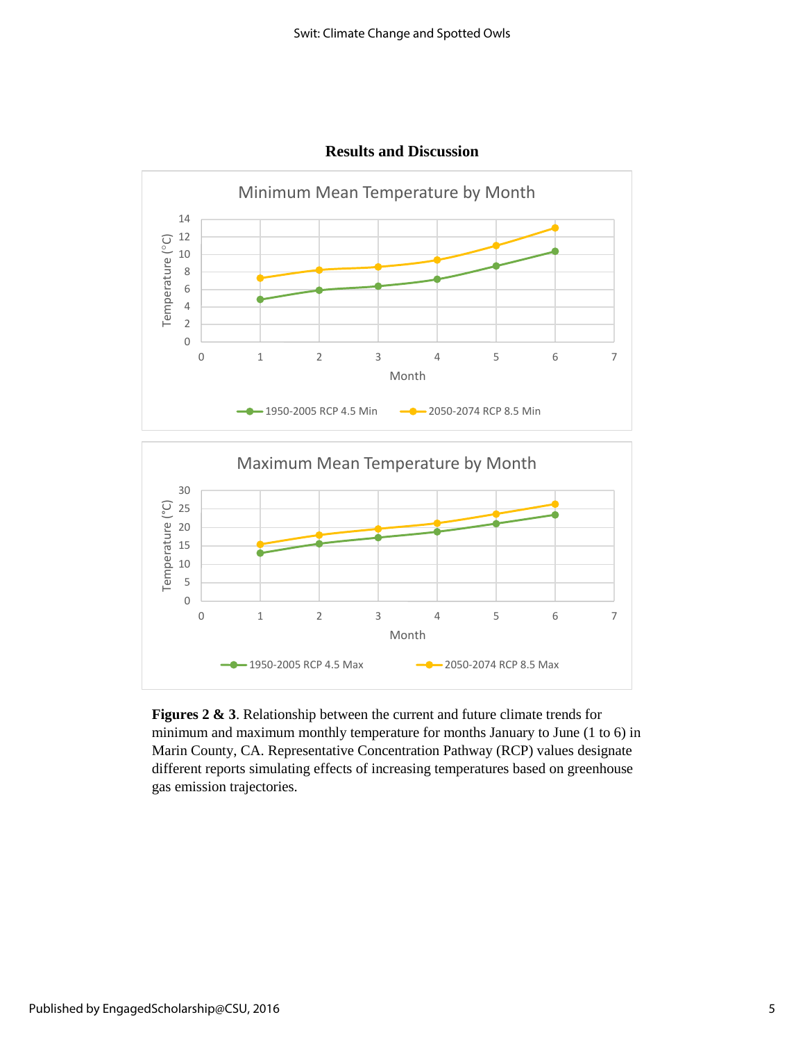## Results and Discussion

**Figures 2 & 3**. Relationship between the current and future climate trends for minimum and maximum monthly temperature for months January to June (1 to 6) in Marin County, CA. Representative Concentration Pathway (RCP) values designate different reports simulating effects of increasing temperatures based on greenhouse gas emission trajectories.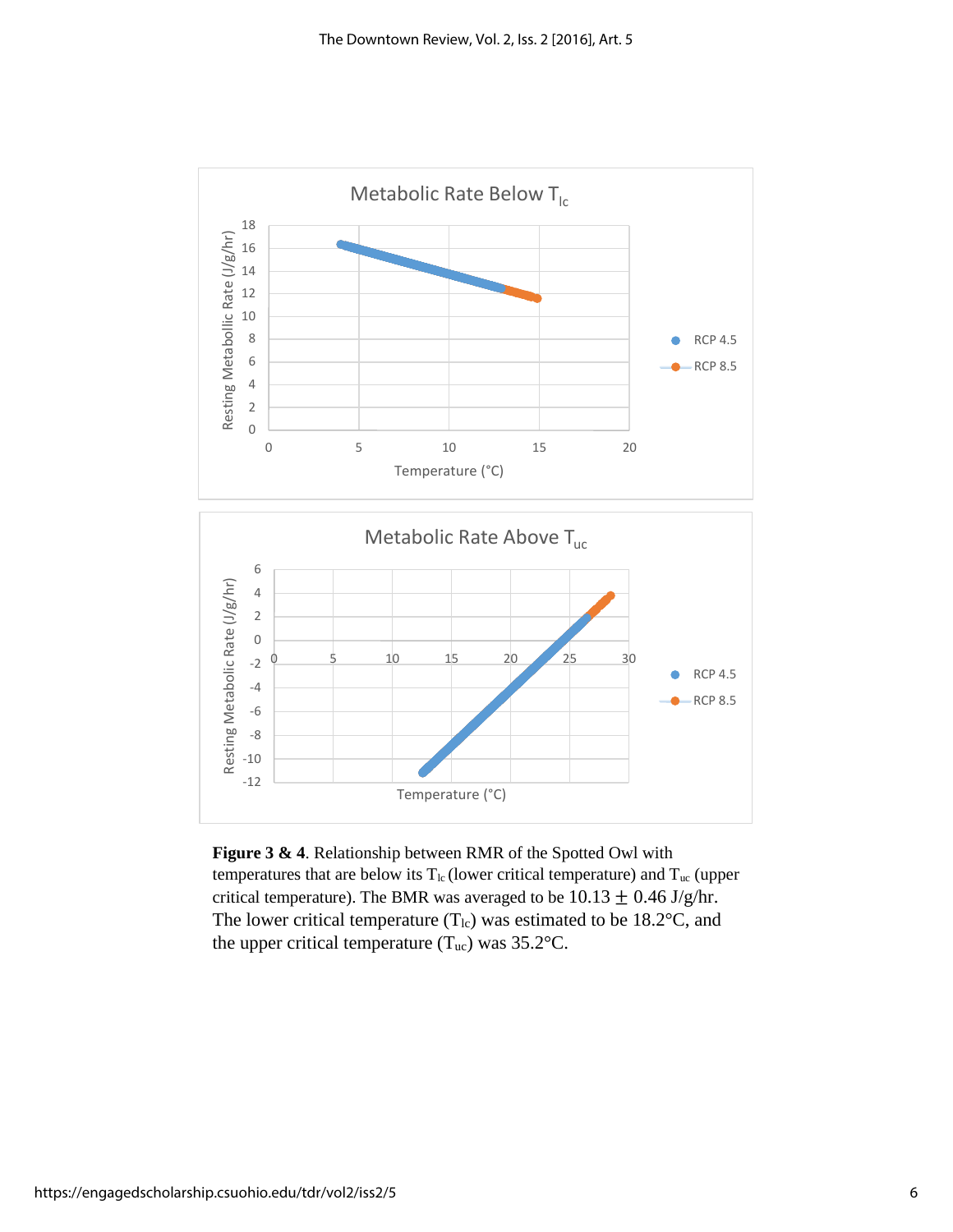**Figure 3 & 4**. Relationship between RMR of the Spotted Owl with temperatures that are below its $T_{lc}$ (lower critical temperature) and $T_{uc}$ (upper critical temperature). The BMR was averaged to be $10.13 \pm 0.46$ J/g/hr. The lower critical temperature ($T_{lc}$) was estimated to be 18.2°C, and the upper critical temperature ($T_{uc}$) was 35.2°C.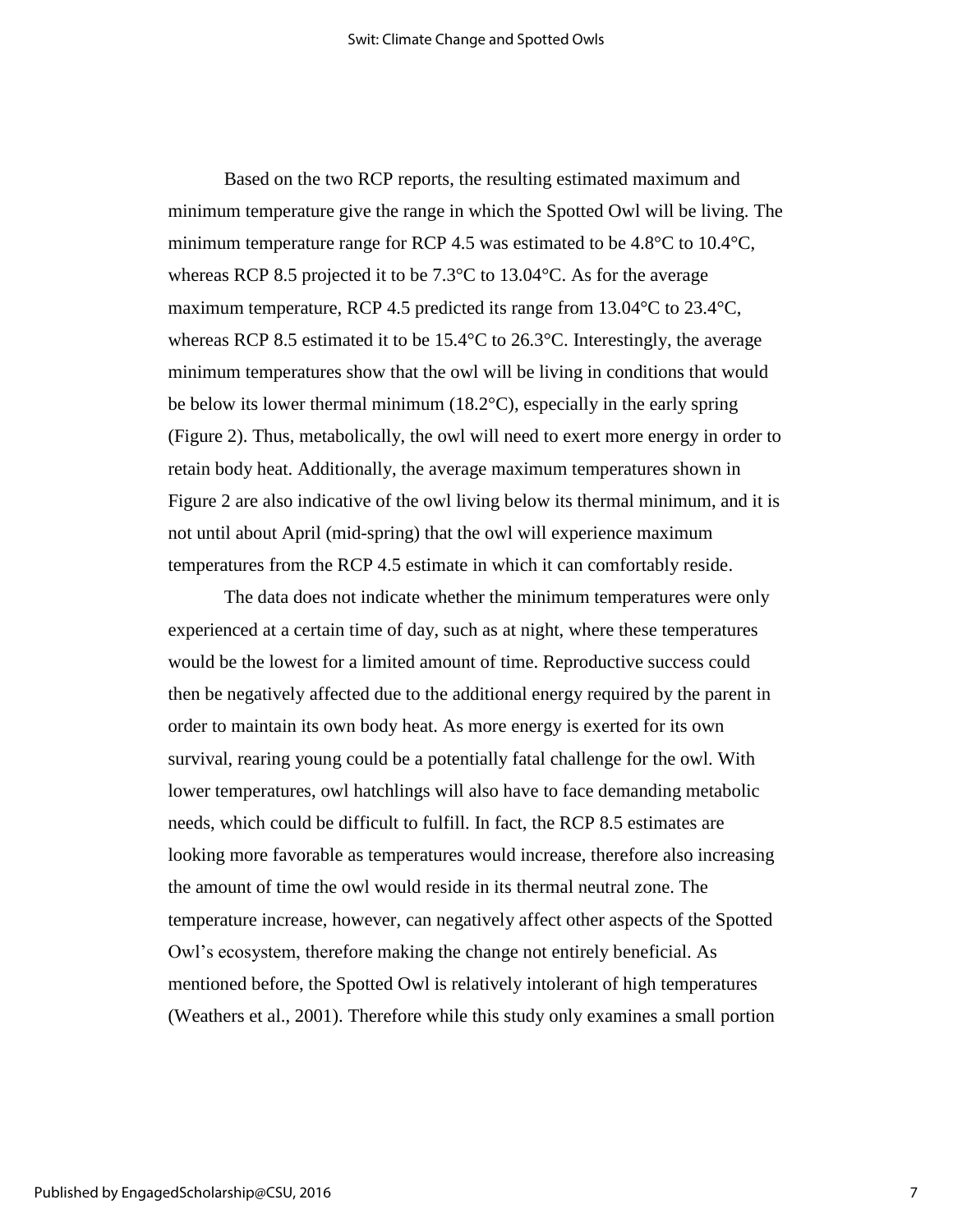Based on the two RCP reports, the resulting estimated maximum and minimum temperature give the range in which the Spotted Owl will be living. The minimum temperature range for RCP 4.5 was estimated to be 4.8°C to 10.4°C, whereas RCP 8.5 projected it to be 7.3°C to 13.04°C. As for the average maximum temperature, RCP 4.5 predicted its range from 13.04°C to 23.4°C, whereas RCP 8.5 estimated it to be 15.4°C to 26.3°C. Interestingly, the average minimum temperatures show that the owl will be living in conditions that would be below its lower thermal minimum (18.2°C), especially in the early spring (Figure 2). Thus, metabolically, the owl will need to exert more energy in order to retain body heat. Additionally, the average maximum temperatures shown in Figure 2 are also indicative of the owl living below its thermal minimum, and it is not until about April (mid-spring) that the owl will experience maximum temperatures from the RCP 4.5 estimate in which it can comfortably reside.

The data does not indicate whether the minimum temperatures were only experienced at a certain time of day, such as at night, where these temperatures would be the lowest for a limited amount of time. Reproductive success could then be negatively affected due to the additional energy required by the parent in order to maintain its own body heat. As more energy is exerted for its own survival, rearing young could be a potentially fatal challenge for the owl. With lower temperatures, owl hatchlings will also have to face demanding metabolic needs, which could be difficult to fulfill. In fact, the RCP 8.5 estimates are looking more favorable as temperatures would increase, therefore also increasing the amount of time the owl would reside in its thermal neutral zone. The temperature increase, however, can negatively affect other aspects of the Spotted Owl's ecosystem, therefore making the change not entirely beneficial. As mentioned before, the Spotted Owl is relatively intolerant of high temperatures (Weathers et al., 2001). Therefore while this study only examines a small portion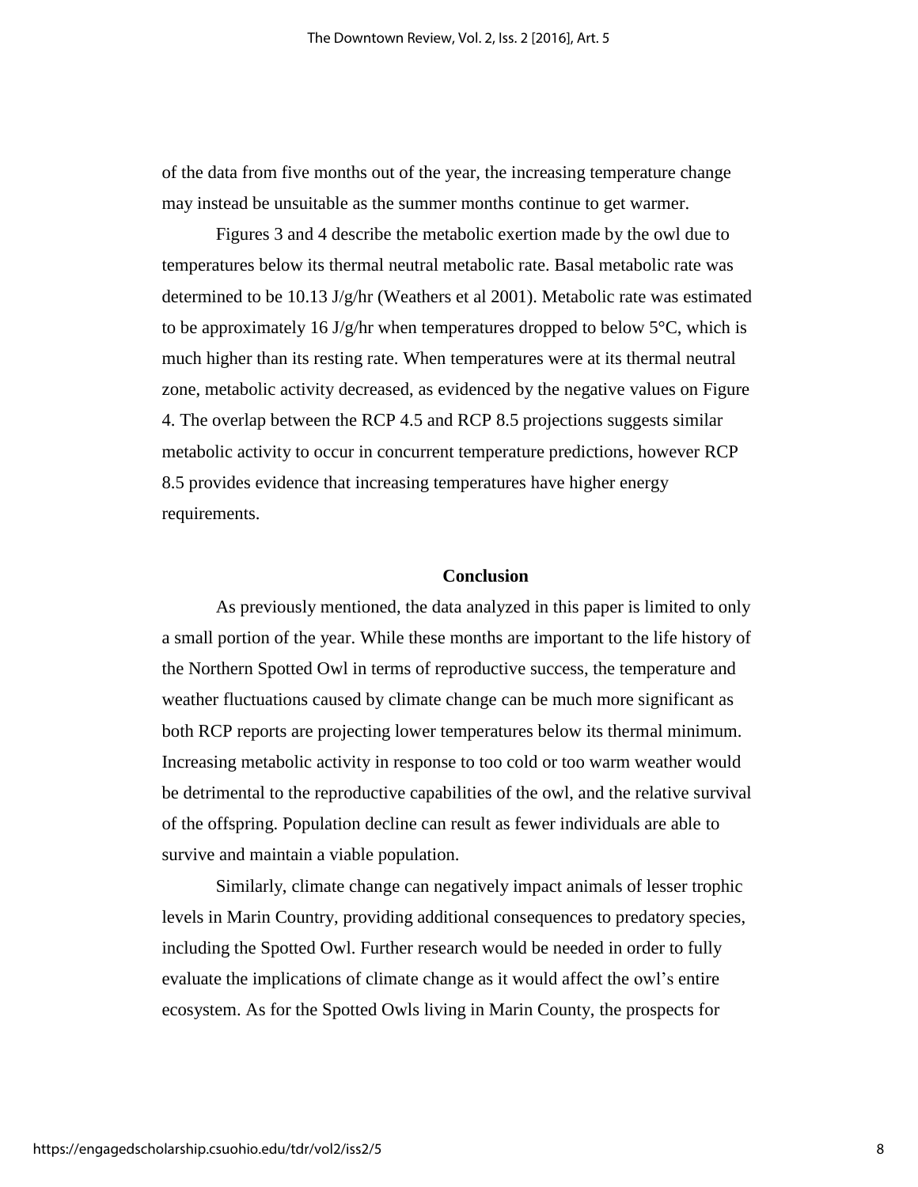of the data from five months out of the year, the increasing temperature change may instead be unsuitable as the summer months continue to get warmer.

Figures 3 and 4 describe the metabolic exertion made by the owl due to temperatures below its thermal neutral metabolic rate. Basal metabolic rate was determined to be 10.13 J/g/hr (Weathers et al 2001). Metabolic rate was estimated to be approximately 16 J/g/hr when temperatures dropped to below 5°C, which is much higher than its resting rate. When temperatures were at its thermal neutral zone, metabolic activity decreased, as evidenced by the negative values on Figure 4. The overlap between the RCP 4.5 and RCP 8.5 projections suggests similar metabolic activity to occur in concurrent temperature predictions, however RCP 8.5 provides evidence that increasing temperatures have higher energy requirements.

## Conclusion

As previously mentioned, the data analyzed in this paper is limited to only a small portion of the year. While these months are important to the life history of the Northern Spotted Owl in terms of reproductive success, the temperature and weather fluctuations caused by climate change can be much more significant as both RCP reports are projecting lower temperatures below its thermal minimum. Increasing metabolic activity in response to too cold or too warm weather would be detrimental to the reproductive capabilities of the owl, and the relative survival of the offspring. Population decline can result as fewer individuals are able to survive and maintain a viable population.

Similarly, climate change can negatively impact animals of lesser trophic levels in Marin Country, providing additional consequences to predatory species, including the Spotted Owl. Further research would be needed in order to fully evaluate the implications of climate change as it would affect the owl's entire ecosystem. As for the Spotted Owls living in Marin County, the prospects for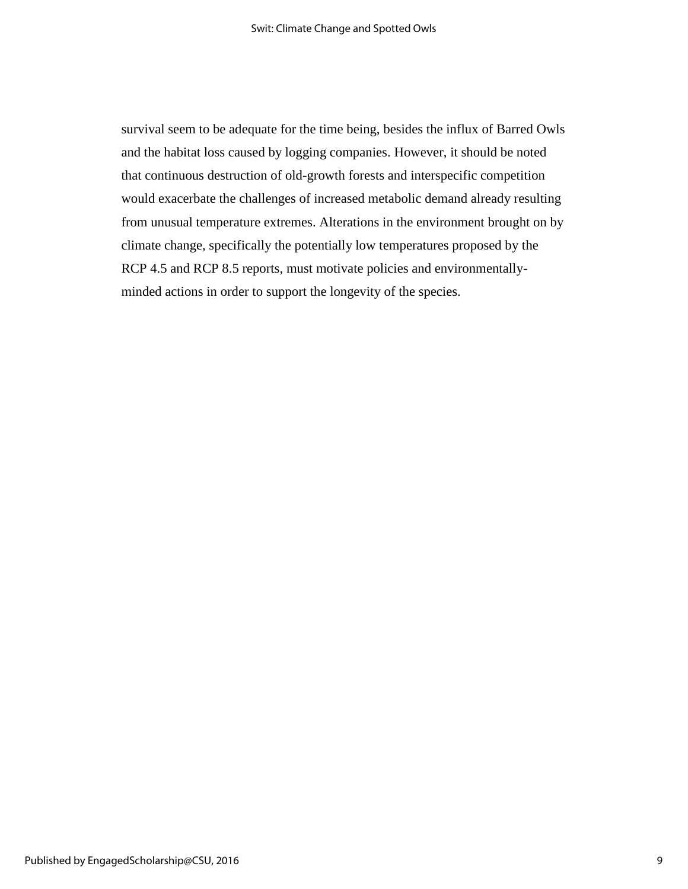survival seem to be adequate for the time being, besides the influx of Barred Owls and the habitat loss caused by logging companies. However, it should be noted that continuous destruction of old-growth forests and interspecific competition would exacerbate the challenges of increased metabolic demand already resulting from unusual temperature extremes. Alterations in the environment brought on by climate change, specifically the potentially low temperatures proposed by the RCP 4.5 and RCP 8.5 reports, must motivate policies and environmentally-minded actions in order to support the longevity of the species.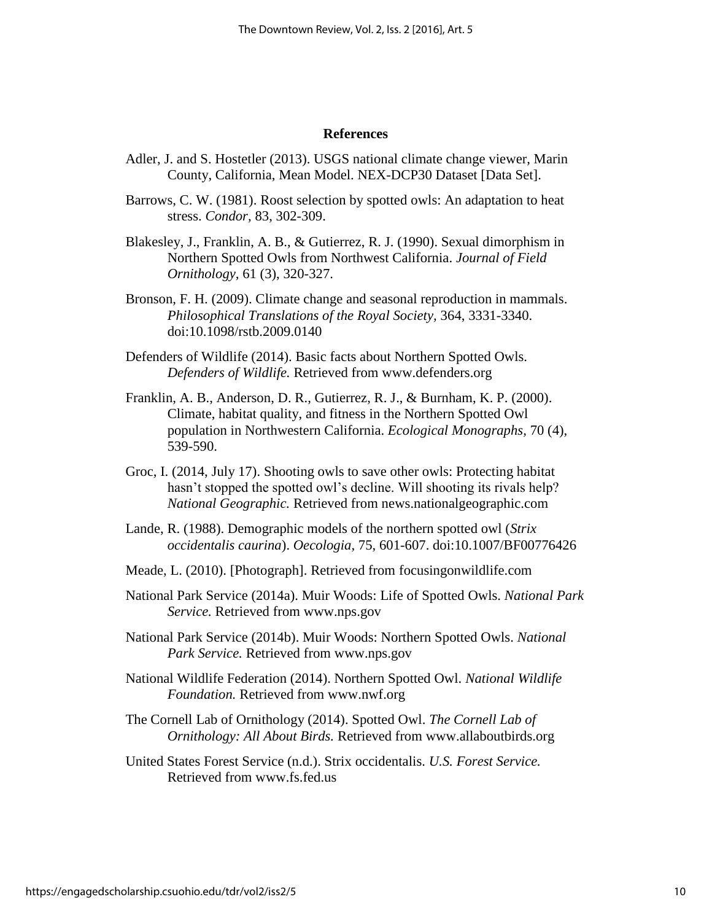## References

Adler, J. and S. Hostetler (2013). USGS national climate change viewer, Marin County, California, Mean Model. NEX-DCP30 Dataset [Data Set].

Barrows, C. W. (1981). Roost selection by spotted owls: An adaptation to heat stress. *Condor*, 83, 302-309.

Blakesley, J., Franklin, A. B., & Gutierrez, R. J. (1990). Sexual dimorphism in Northern Spotted Owls from Northwest California. *Journal of Field Ornithology*, 61 (3), 320-327.

Bronson, F. H. (2009). Climate change and seasonal reproduction in mammals. *Philosophical Translations of the Royal Society*, 364, 3331-3340. doi:10.1098/rstb.2009.0140

Defenders of Wildlife (2014). Basic facts about Northern Spotted Owls. *Defenders of Wildlife.* Retrieved from www.defenders.org

Franklin, A. B., Anderson, D. R., Gutierrez, R. J., & Burnham, K. P. (2000). Climate, habitat quality, and fitness in the Northern Spotted Owl population in Northwestern California. *Ecological Monographs*, 70 (4), 539-590.

Groc, I. (2014, July 17). Shooting owls to save other owls: Protecting habitat hasn't stopped the spotted owl's decline. Will shooting its rivals help? *National Geographic.* Retrieved from news.nationalgeographic.com

Lande, R. (1988). Demographic models of the northern spotted owl (*Strix occidentalis caurina*). *Oecologia*, 75, 601-607. doi:10.1007/BF00776426

Meade, L. (2010). [Photograph]. Retrieved from focusingonwildlife.com

National Park Service (2014a). Muir Woods: Life of Spotted Owls. *National Park Service.* Retrieved from www.nps.gov

National Park Service (2014b). Muir Woods: Northern Spotted Owls. *National Park Service.* Retrieved from www.nps.gov

National Wildlife Federation (2014). Northern Spotted Owl. *National Wildlife Foundation.* Retrieved from www.nwf.org

The Cornell Lab of Ornithology (2014). Spotted Owl. *The Cornell Lab of Ornithology: All About Birds.* Retrieved from www.allaboutbirds.org

United States Forest Service (n.d.). Strix occidentalis. *U.S. Forest Service.* Retrieved from www.fs.fed.us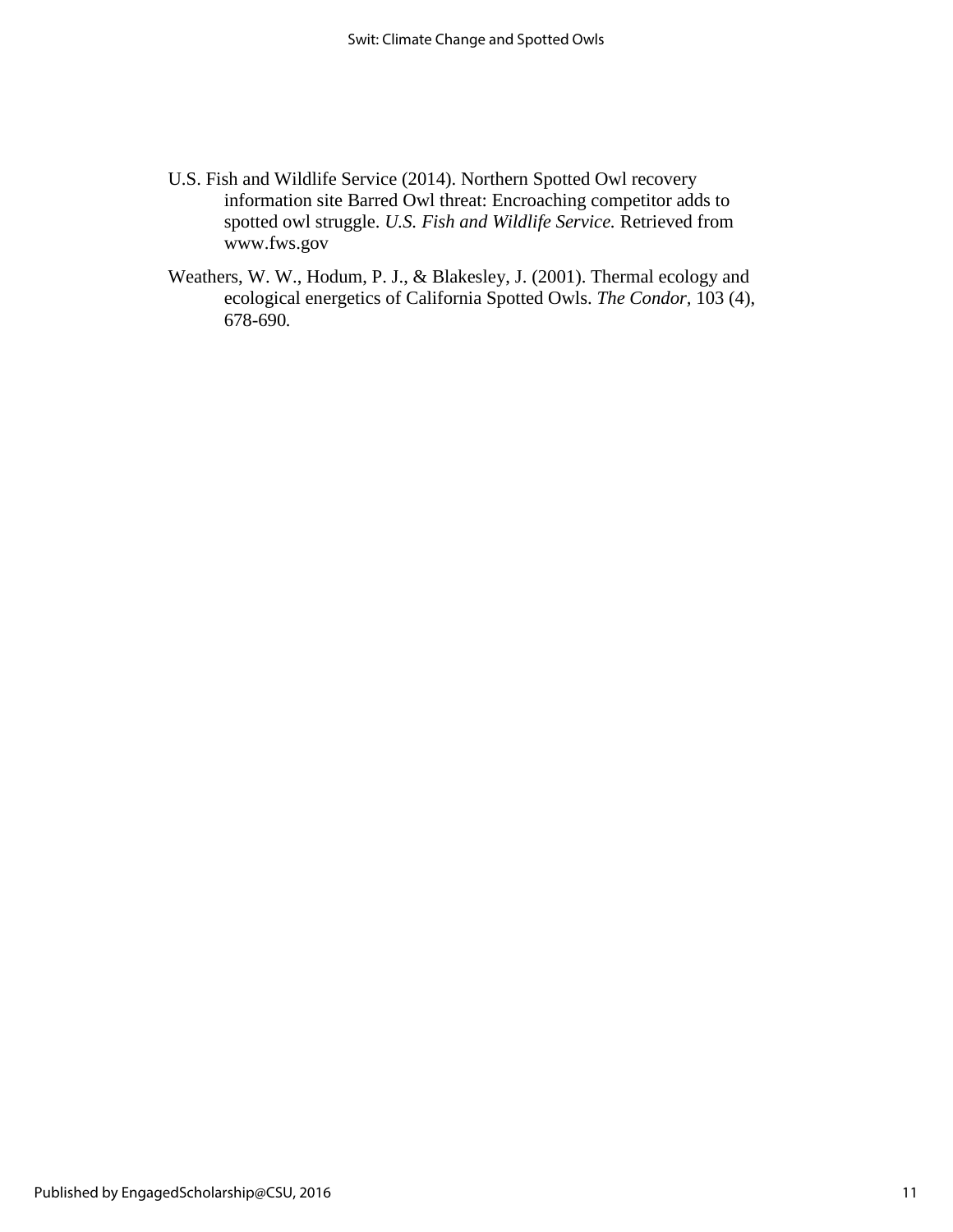U.S. Fish and Wildlife Service (2014). Northern Spotted Owl recovery information site Barred Owl threat: Encroaching competitor adds to spotted owl struggle. *U.S. Fish and Wildlife Service.* Retrieved from www.fws.gov

Weathers, W. W., Hodum, P. J., & Blakesley, J. (2001). Thermal ecology and ecological energetics of California Spotted Owls. *The Condor,* 103 (4), 678-690.